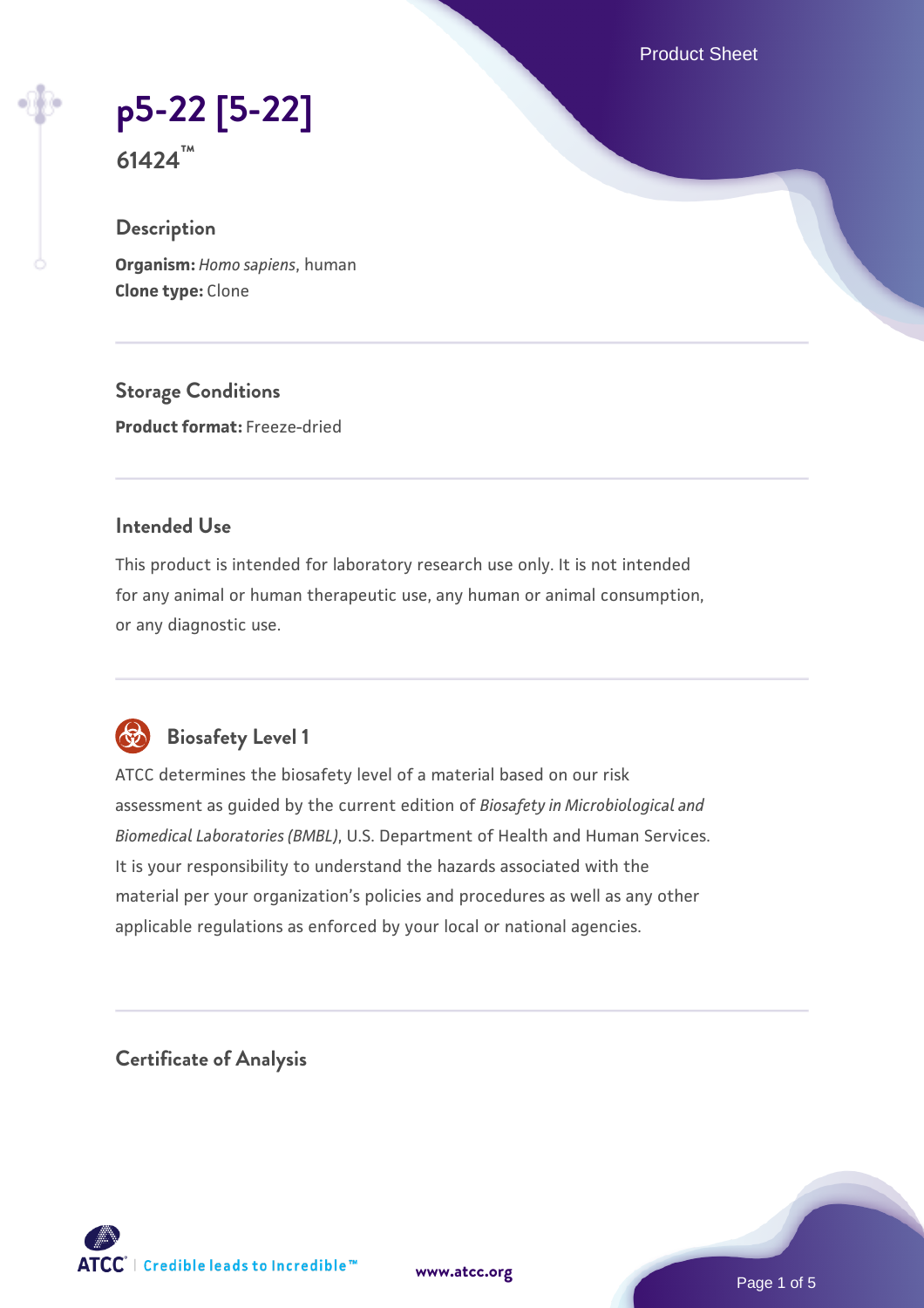# p5-22 [5-22]

**61424™**

## Description

**Organism:** *Homo sapiens*, human
**Clone type:** Clone

## Storage Conditions

**Product format:** Freeze-dried

## Intended Use

This product is intended for laboratory research use only. It is not intended for any animal or human therapeutic use, any human or animal consumption, or any diagnostic use.

## Biosafety Level 1

ATCC determines the biosafety level of a material based on our risk assessment as guided by the current edition of *Biosafety in Microbiological and Biomedical Laboratories (BMBL)*, U.S. Department of Health and Human Services. It is your responsibility to understand the hazards associated with the material per your organization's policies and procedures as well as any other applicable regulations as enforced by your local or national agencies.

## Certificate of Analysis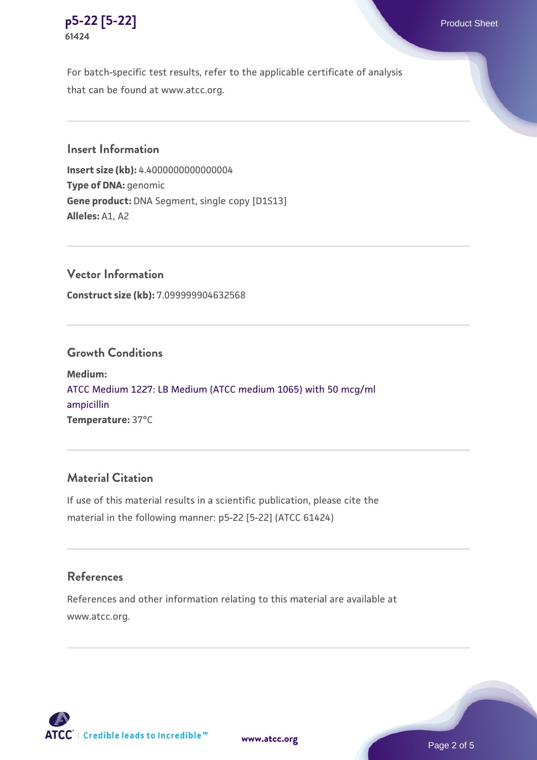For batch-specific test results, refer to the applicable certificate of analysis that can be found at www.atcc.org.

## Insert Information

**Insert size (kb):** 4.4000000000000004
**Type of DNA:** genomic
**Gene product:** DNA Segment, single copy [D1S13]
**Alleles:** A1, A2

## Vector Information

**Construct size (kb):** 7.099999904632568

## Growth Conditions

**Medium:**
ATCC Medium 1227: LB Medium (ATCC medium 1065) with 50 mcg/ml ampicillin
**Temperature:** 37°C

## Material Citation

If use of this material results in a scientific publication, please cite the material in the following manner: p5-22 [5-22] (ATCC 61424)

## References

References and other information relating to this material are available at www.atcc.org.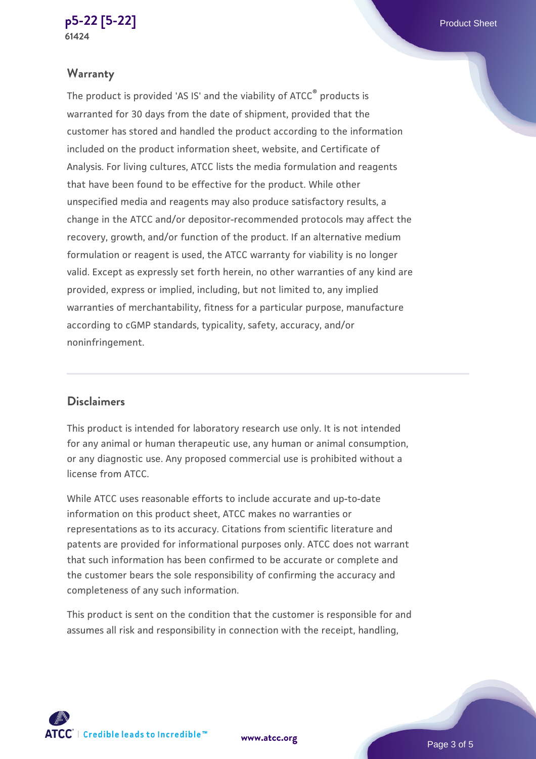## Warranty

The product is provided 'AS IS' and the viability of ATCC® products is warranted for 30 days from the date of shipment, provided that the customer has stored and handled the product according to the information included on the product information sheet, website, and Certificate of Analysis. For living cultures, ATCC lists the media formulation and reagents that have been found to be effective for the product. While other unspecified media and reagents may also produce satisfactory results, a change in the ATCC and/or depositor-recommended protocols may affect the recovery, growth, and/or function of the product. If an alternative medium formulation or reagent is used, the ATCC warranty for viability is no longer valid. Except as expressly set forth herein, no other warranties of any kind are provided, express or implied, including, but not limited to, any implied warranties of merchantability, fitness for a particular purpose, manufacture according to cGMP standards, typicality, safety, accuracy, and/or noninfringement.

## Disclaimers

This product is intended for laboratory research use only. It is not intended for any animal or human therapeutic use, any human or animal consumption, or any diagnostic use. Any proposed commercial use is prohibited without a license from ATCC.

While ATCC uses reasonable efforts to include accurate and up-to-date information on this product sheet, ATCC makes no warranties or representations as to its accuracy. Citations from scientific literature and patents are provided for informational purposes only. ATCC does not warrant that such information has been confirmed to be accurate or complete and the customer bears the sole responsibility of confirming the accuracy and completeness of any such information.

This product is sent on the condition that the customer is responsible for and assumes all risk and responsibility in connection with the receipt, handling,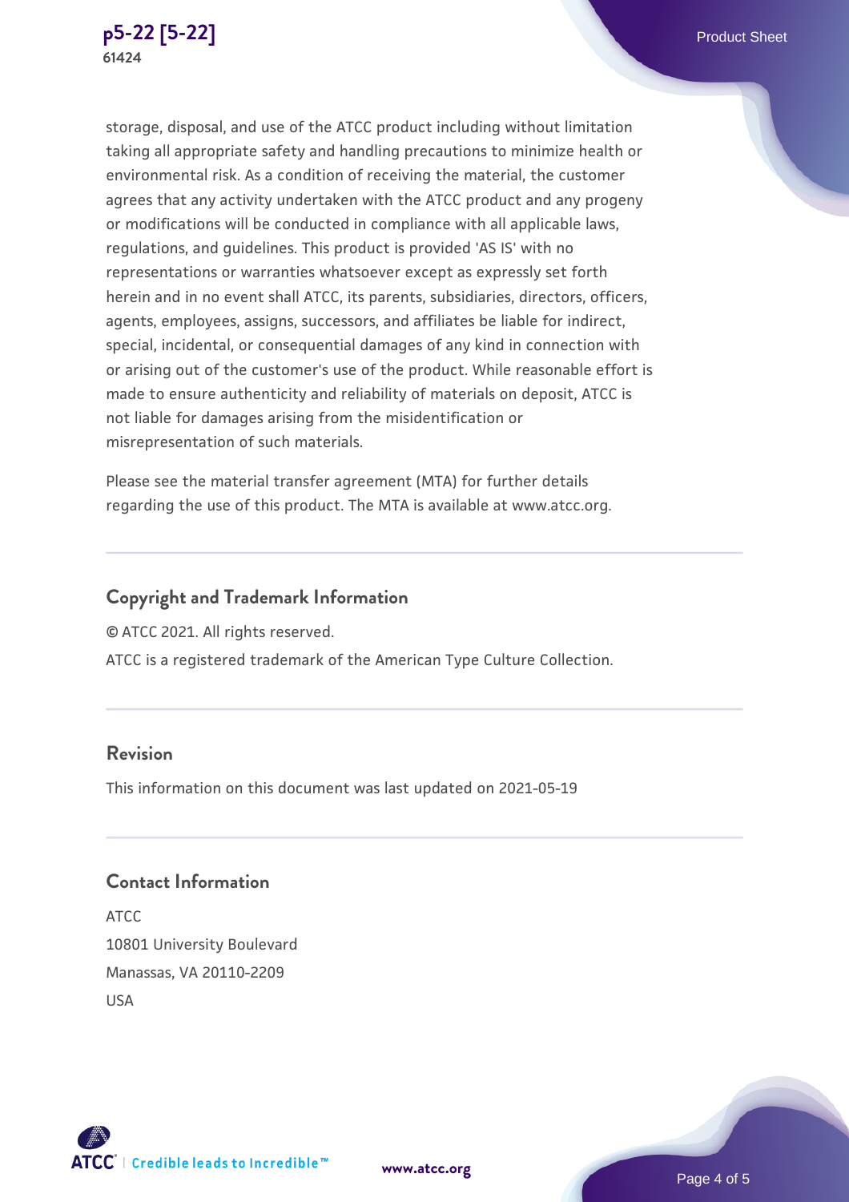storage, disposal, and use of the ATCC product including without limitation taking all appropriate safety and handling precautions to minimize health or environmental risk. As a condition of receiving the material, the customer agrees that any activity undertaken with the ATCC product and any progeny or modifications will be conducted in compliance with all applicable laws, regulations, and guidelines. This product is provided 'AS IS' with no representations or warranties whatsoever except as expressly set forth herein and in no event shall ATCC, its parents, subsidiaries, directors, officers, agents, employees, assigns, successors, and affiliates be liable for indirect, special, incidental, or consequential damages of any kind in connection with or arising out of the customer's use of the product. While reasonable effort is made to ensure authenticity and reliability of materials on deposit, ATCC is not liable for damages arising from the misidentification or misrepresentation of such materials.

Please see the material transfer agreement (MTA) for further details regarding the use of this product. The MTA is available at www.atcc.org.

## Copyright and Trademark Information

© ATCC 2021. All rights reserved.

ATCC is a registered trademark of the American Type Culture Collection.

## Revision

This information on this document was last updated on 2021-05-19

## Contact Information

ATCC
10801 University Boulevard
Manassas, VA 20110-2209
USA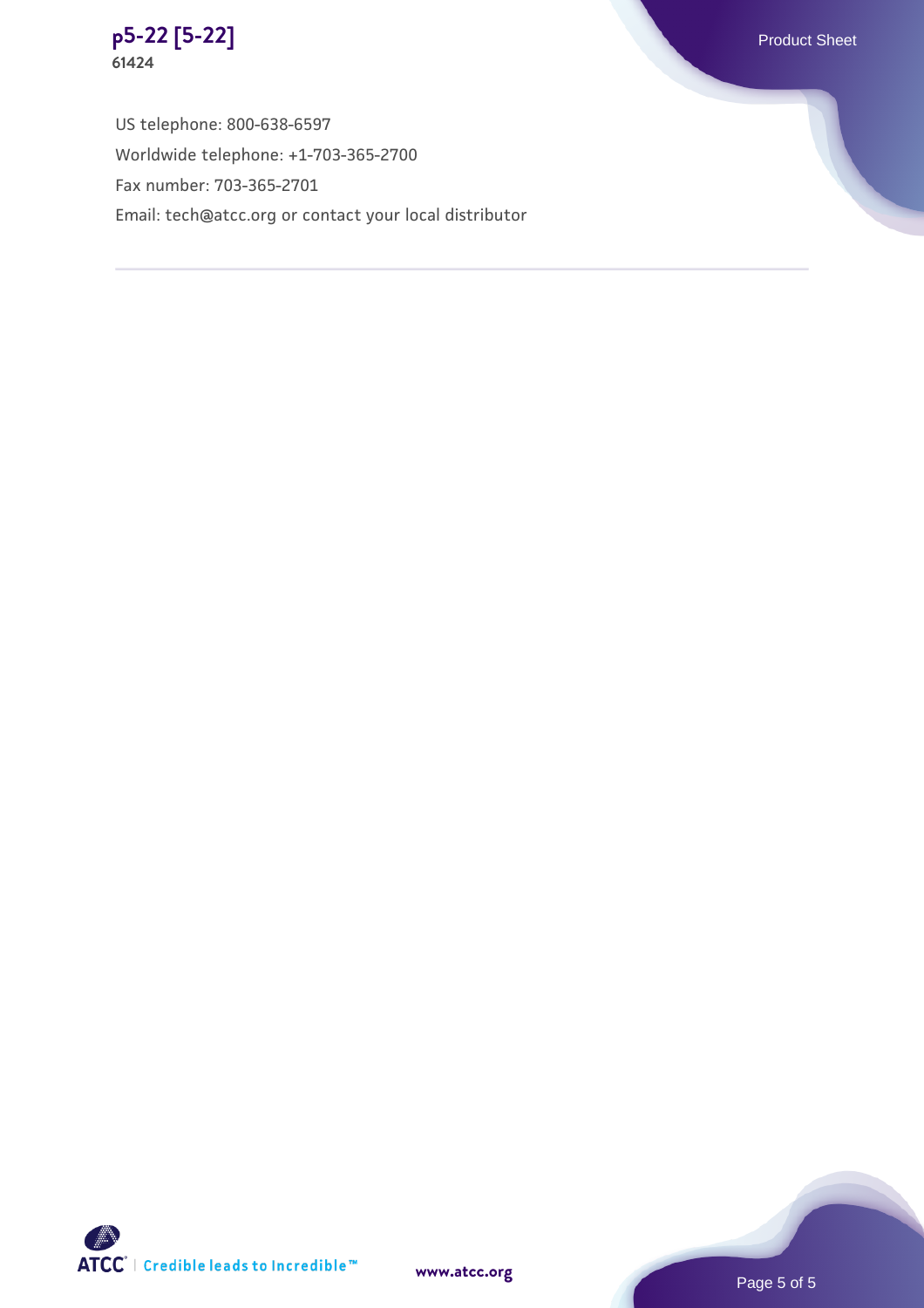US telephone: 800-638-6597

Worldwide telephone: +1-703-365-2700

Fax number: 703-365-2701

Email: tech@atcc.org or contact your local distributor